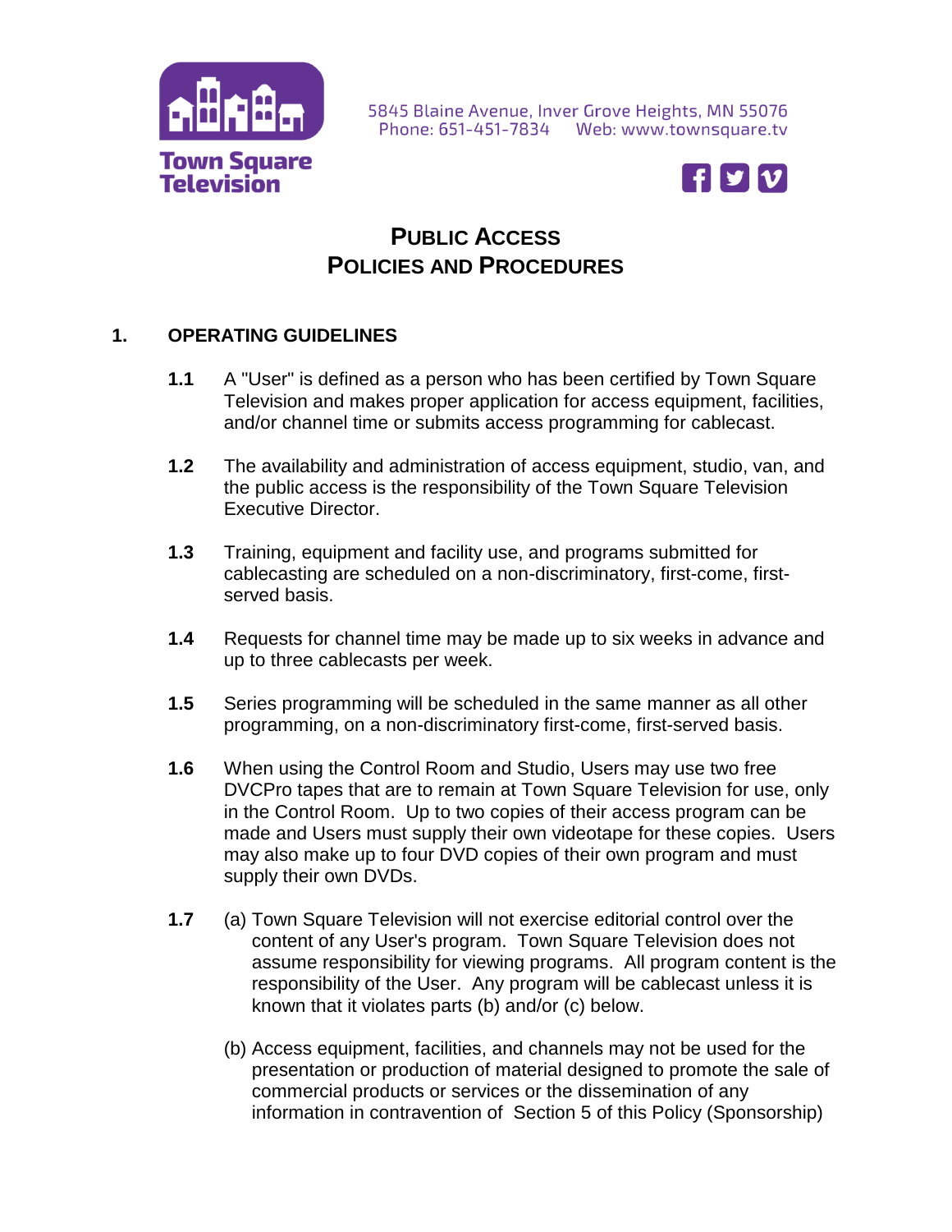Town Square Television

5845 Blaine Avenue, Inver Grove Heights, MN 55076
Phone: 651-451-7834 Web: www.townsquare.tv

# PUBLIC ACCESS
# POLICIES AND PROCEDURES

## 1. OPERATING GUIDELINES

**1.1** A "User" is defined as a person who has been certified by Town Square Television and makes proper application for access equipment, facilities, and/or channel time or submits access programming for cablecast.

**1.2** The availability and administration of access equipment, studio, van, and the public access is the responsibility of the Town Square Television Executive Director.

**1.3** Training, equipment and facility use, and programs submitted for cablecasting are scheduled on a non-discriminatory, first-come, first-served basis.

**1.4** Requests for channel time may be made up to six weeks in advance and up to three cablecasts per week.

**1.5** Series programming will be scheduled in the same manner as all other programming, on a non-discriminatory first-come, first-served basis.

**1.6** When using the Control Room and Studio, Users may use two free DVCPro tapes that are to remain at Town Square Television for use, only in the Control Room. Up to two copies of their access program can be made and Users must supply their own videotape for these copies. Users may also make up to four DVD copies of their own program and must supply their own DVDs.

**1.7** (a) Town Square Television will not exercise editorial control over the content of any User's program. Town Square Television does not assume responsibility for viewing programs. All program content is the responsibility of the User. Any program will be cablecast unless it is known that it violates parts (b) and/or (c) below.

(b) Access equipment, facilities, and channels may not be used for the presentation or production of material designed to promote the sale of commercial products or services or the dissemination of any information in contravention of Section 5 of this Policy (Sponsorship)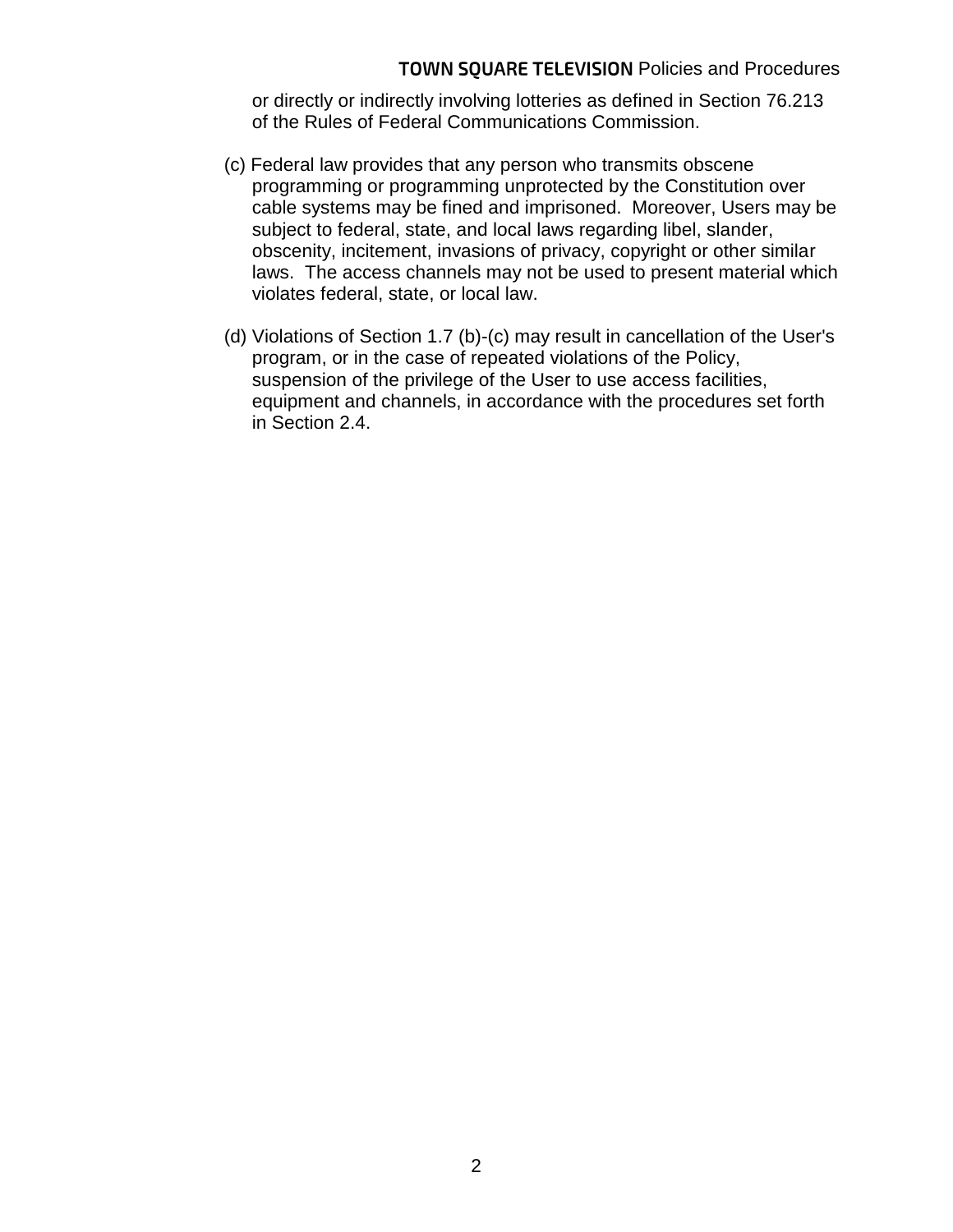or directly or indirectly involving lotteries as defined in Section 76.213 of the Rules of Federal Communications Commission.

(c) Federal law provides that any person who transmits obscene programming or programming unprotected by the Constitution over cable systems may be fined and imprisoned. Moreover, Users may be subject to federal, state, and local laws regarding libel, slander, obscenity, incitement, invasions of privacy, copyright or other similar laws. The access channels may not be used to present material which violates federal, state, or local law.

(d) Violations of Section 1.7 (b)-(c) may result in cancellation of the User's program, or in the case of repeated violations of the Policy, suspension of the privilege of the User to use access facilities, equipment and channels, in accordance with the procedures set forth in Section 2.4.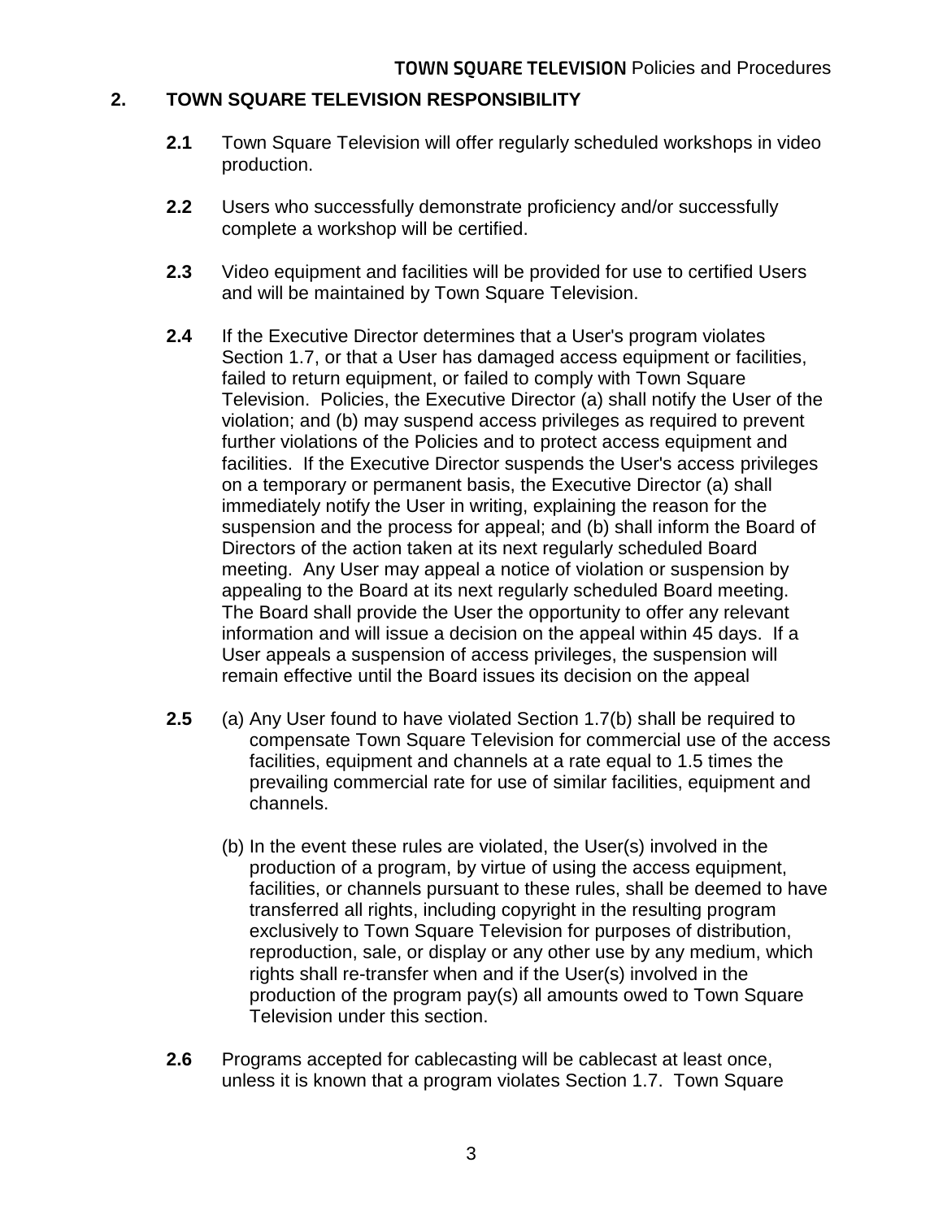## 2. TOWN SQUARE TELEVISION RESPONSIBILITY

**2.1** Town Square Television will offer regularly scheduled workshops in video production.

**2.2** Users who successfully demonstrate proficiency and/or successfully complete a workshop will be certified.

**2.3** Video equipment and facilities will be provided for use to certified Users and will be maintained by Town Square Television.

**2.4** If the Executive Director determines that a User's program violates Section 1.7, or that a User has damaged access equipment or facilities, failed to return equipment, or failed to comply with Town Square Television. Policies, the Executive Director (a) shall notify the User of the violation; and (b) may suspend access privileges as required to prevent further violations of the Policies and to protect access equipment and facilities. If the Executive Director suspends the User's access privileges on a temporary or permanent basis, the Executive Director (a) shall immediately notify the User in writing, explaining the reason for the suspension and the process for appeal; and (b) shall inform the Board of Directors of the action taken at its next regularly scheduled Board meeting. Any User may appeal a notice of violation or suspension by appealing to the Board at its next regularly scheduled Board meeting. The Board shall provide the User the opportunity to offer any relevant information and will issue a decision on the appeal within 45 days. If a User appeals a suspension of access privileges, the suspension will remain effective until the Board issues its decision on the appeal

**2.5** (a) Any User found to have violated Section 1.7(b) shall be required to compensate Town Square Television for commercial use of the access facilities, equipment and channels at a rate equal to 1.5 times the prevailing commercial rate for use of similar facilities, equipment and channels.

(b) In the event these rules are violated, the User(s) involved in the production of a program, by virtue of using the access equipment, facilities, or channels pursuant to these rules, shall be deemed to have transferred all rights, including copyright in the resulting program exclusively to Town Square Television for purposes of distribution, reproduction, sale, or display or any other use by any medium, which rights shall re-transfer when and if the User(s) involved in the production of the program pay(s) all amounts owed to Town Square Television under this section.

**2.6** Programs accepted for cablecasting will be cablecast at least once, unless it is known that a program violates Section 1.7. Town Square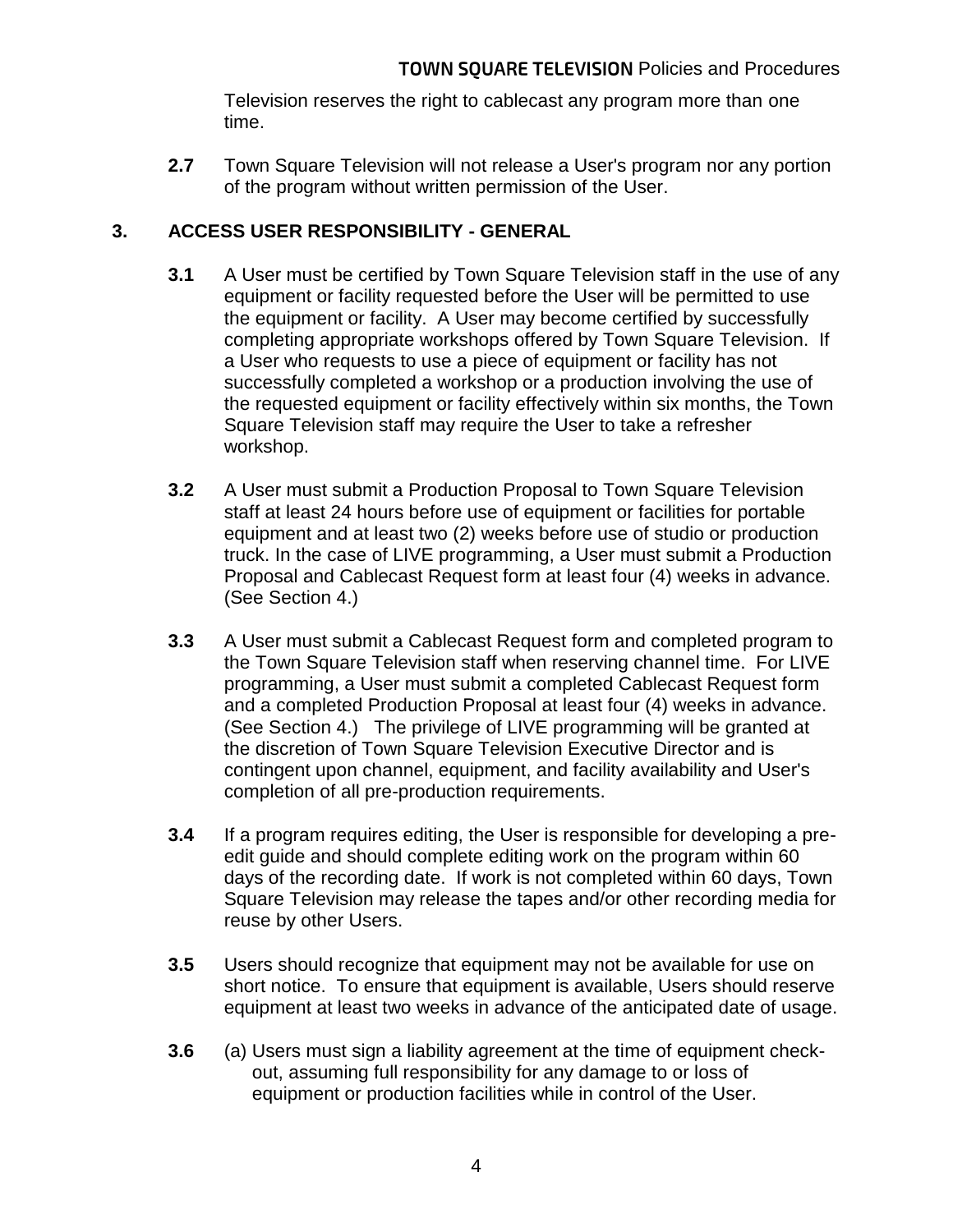Television reserves the right to cablecast any program more than one time.

**2.7** Town Square Television will not release a User's program nor any portion of the program without written permission of the User.

## 3. ACCESS USER RESPONSIBILITY - GENERAL

**3.1** A User must be certified by Town Square Television staff in the use of any equipment or facility requested before the User will be permitted to use the equipment or facility. A User may become certified by successfully completing appropriate workshops offered by Town Square Television. If a User who requests to use a piece of equipment or facility has not successfully completed a workshop or a production involving the use of the requested equipment or facility effectively within six months, the Town Square Television staff may require the User to take a refresher workshop.

**3.2** A User must submit a Production Proposal to Town Square Television staff at least 24 hours before use of equipment or facilities for portable equipment and at least two (2) weeks before use of studio or production truck. In the case of LIVE programming, a User must submit a Production Proposal and Cablecast Request form at least four (4) weeks in advance. (See Section 4.)

**3.3** A User must submit a Cablecast Request form and completed program to the Town Square Television staff when reserving channel time. For LIVE programming, a User must submit a completed Cablecast Request form and a completed Production Proposal at least four (4) weeks in advance. (See Section 4.) The privilege of LIVE programming will be granted at the discretion of Town Square Television Executive Director and is contingent upon channel, equipment, and facility availability and User's completion of all pre-production requirements.

**3.4** If a program requires editing, the User is responsible for developing a pre-edit guide and should complete editing work on the program within 60 days of the recording date. If work is not completed within 60 days, Town Square Television may release the tapes and/or other recording media for reuse by other Users.

**3.5** Users should recognize that equipment may not be available for use on short notice. To ensure that equipment is available, Users should reserve equipment at least two weeks in advance of the anticipated date of usage.

**3.6** (a) Users must sign a liability agreement at the time of equipment check-out, assuming full responsibility for any damage to or loss of equipment or production facilities while in control of the User.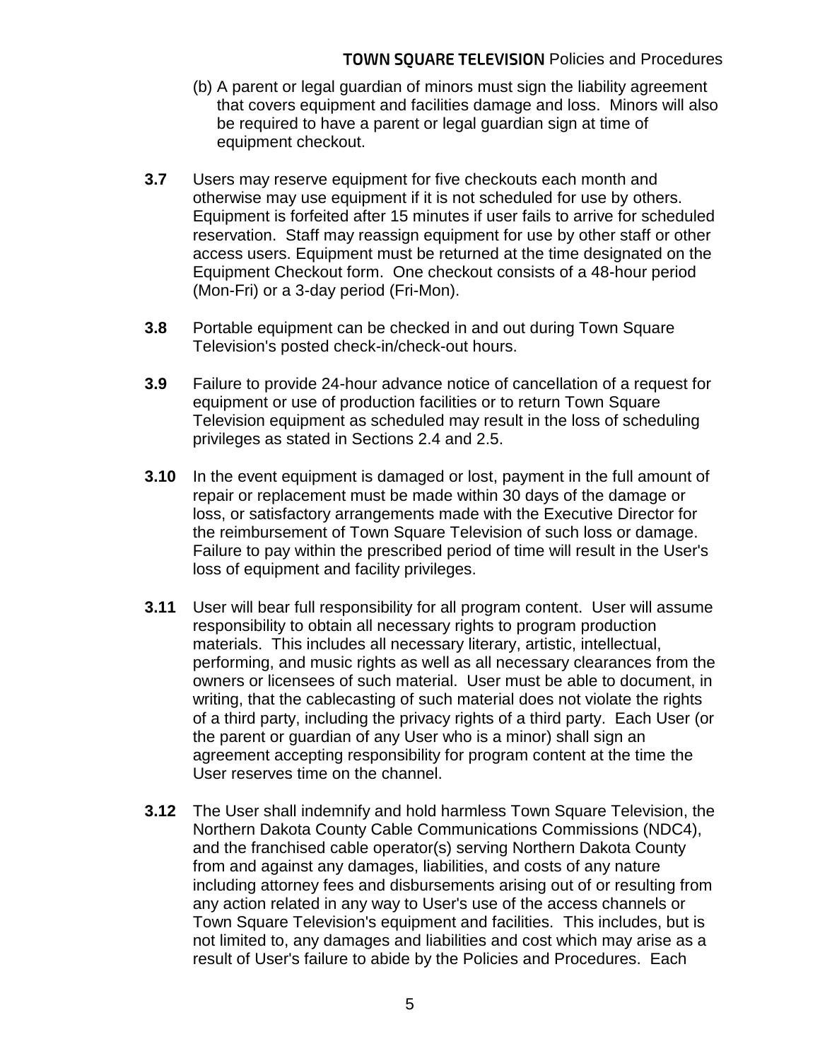(b) A parent or legal guardian of minors must sign the liability agreement that covers equipment and facilities damage and loss. Minors will also be required to have a parent or legal guardian sign at time of equipment checkout.

**3.7** Users may reserve equipment for five checkouts each month and otherwise may use equipment if it is not scheduled for use by others. Equipment is forfeited after 15 minutes if user fails to arrive for scheduled reservation. Staff may reassign equipment for use by other staff or other access users. Equipment must be returned at the time designated on the Equipment Checkout form. One checkout consists of a 48-hour period (Mon-Fri) or a 3-day period (Fri-Mon).

**3.8** Portable equipment can be checked in and out during Town Square Television's posted check-in/check-out hours.

**3.9** Failure to provide 24-hour advance notice of cancellation of a request for equipment or use of production facilities or to return Town Square Television equipment as scheduled may result in the loss of scheduling privileges as stated in Sections 2.4 and 2.5.

**3.10** In the event equipment is damaged or lost, payment in the full amount of repair or replacement must be made within 30 days of the damage or loss, or satisfactory arrangements made with the Executive Director for the reimbursement of Town Square Television of such loss or damage. Failure to pay within the prescribed period of time will result in the User's loss of equipment and facility privileges.

**3.11** User will bear full responsibility for all program content. User will assume responsibility to obtain all necessary rights to program production materials. This includes all necessary literary, artistic, intellectual, performing, and music rights as well as all necessary clearances from the owners or licensees of such material. User must be able to document, in writing, that the cablecasting of such material does not violate the rights of a third party, including the privacy rights of a third party. Each User (or the parent or guardian of any User who is a minor) shall sign an agreement accepting responsibility for program content at the time the User reserves time on the channel.

**3.12** The User shall indemnify and hold harmless Town Square Television, the Northern Dakota County Cable Communications Commissions (NDC4), and the franchised cable operator(s) serving Northern Dakota County from and against any damages, liabilities, and costs of any nature including attorney fees and disbursements arising out of or resulting from any action related in any way to User's use of the access channels or Town Square Television's equipment and facilities. This includes, but is not limited to, any damages and liabilities and cost which may arise as a result of User's failure to abide by the Policies and Procedures. Each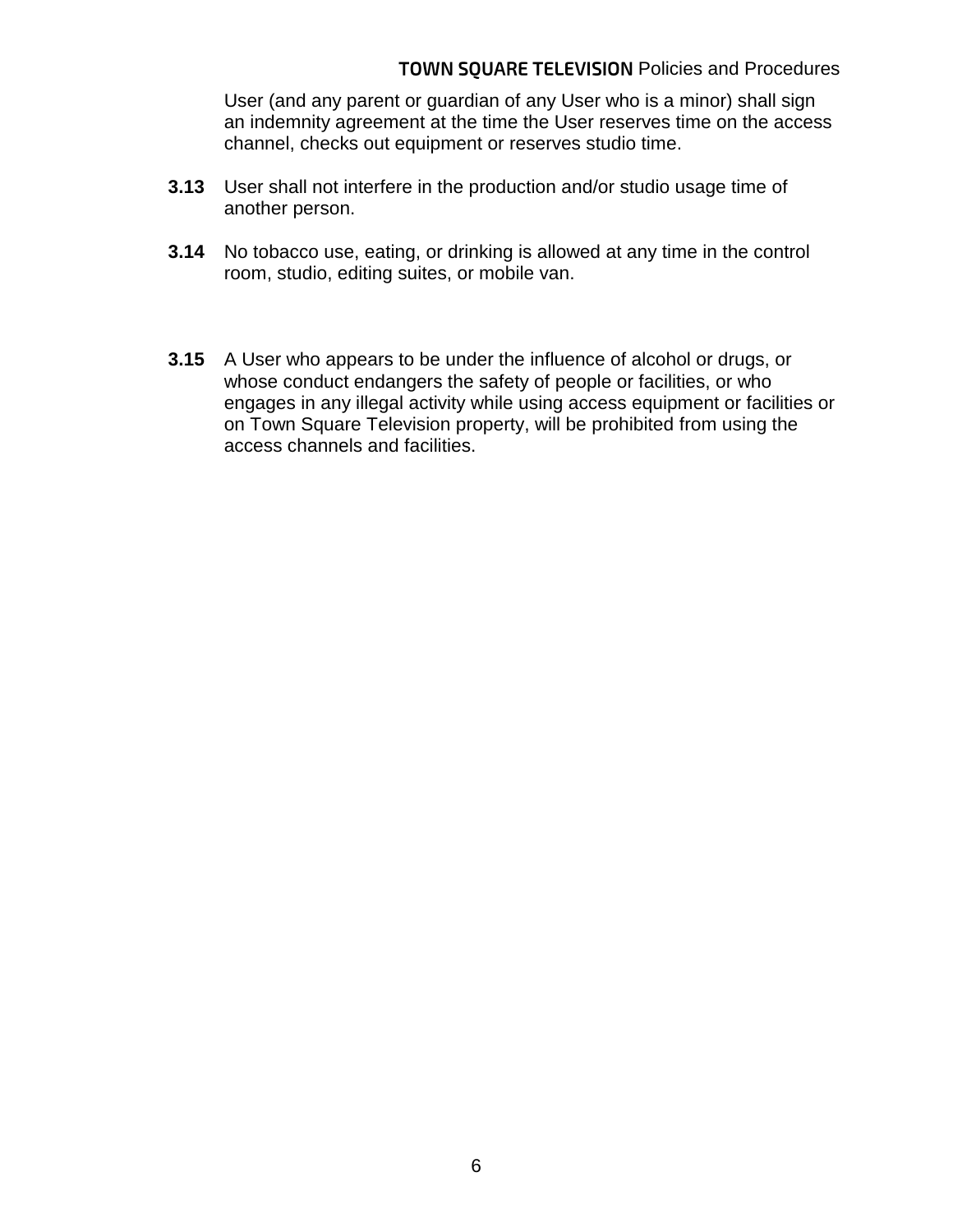User (and any parent or guardian of any User who is a minor) shall sign an indemnity agreement at the time the User reserves time on the access channel, checks out equipment or reserves studio time.

**3.13** User shall not interfere in the production and/or studio usage time of another person.

**3.14** No tobacco use, eating, or drinking is allowed at any time in the control room, studio, editing suites, or mobile van.

**3.15** A User who appears to be under the influence of alcohol or drugs, or whose conduct endangers the safety of people or facilities, or who engages in any illegal activity while using access equipment or facilities or on Town Square Television property, will be prohibited from using the access channels and facilities.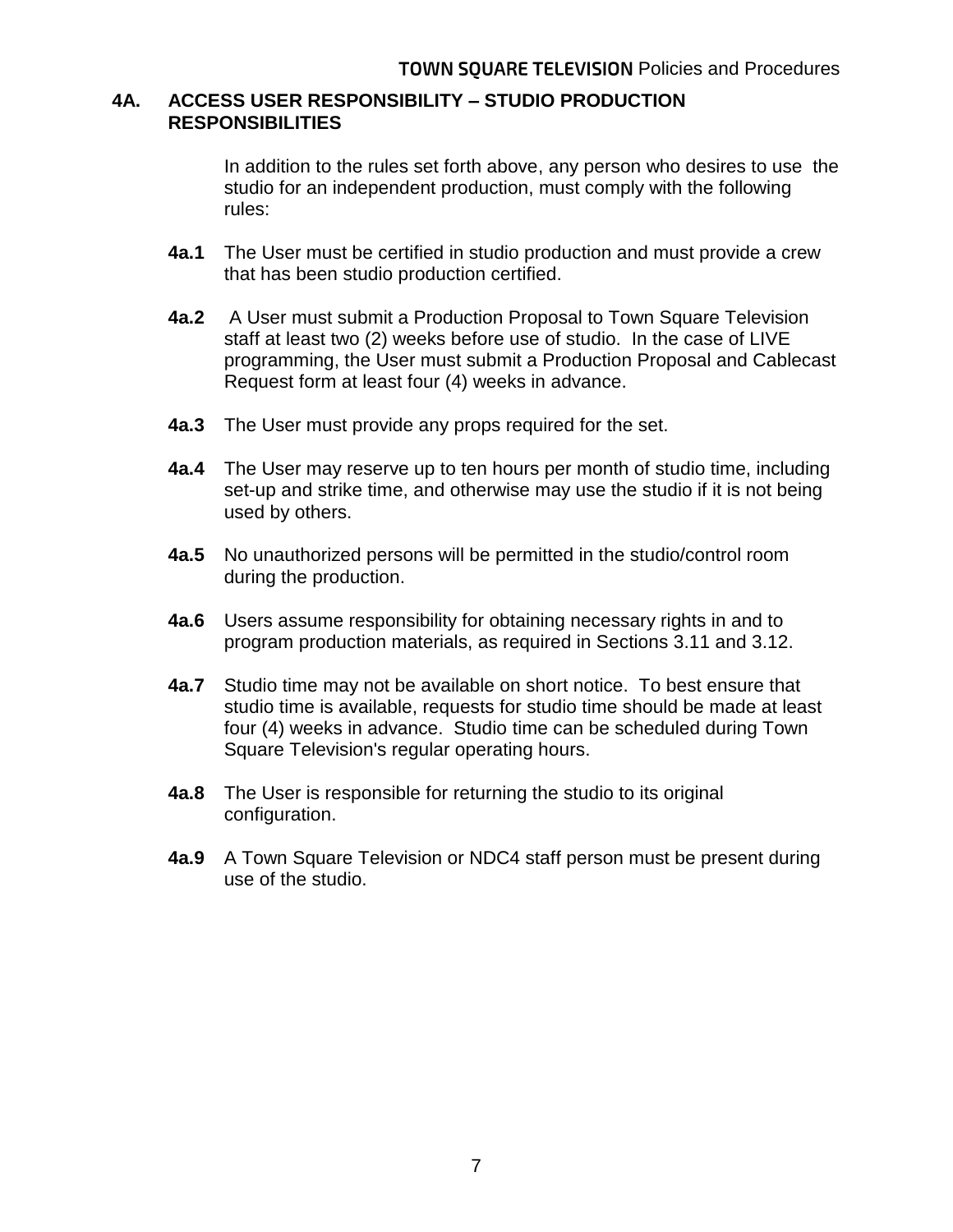## 4A. ACCESS USER RESPONSIBILITY – STUDIO PRODUCTION RESPONSIBILITIES

In addition to the rules set forth above, any person who desires to use the studio for an independent production, must comply with the following rules:

**4a.1** The User must be certified in studio production and must provide a crew that has been studio production certified.

**4a.2** A User must submit a Production Proposal to Town Square Television staff at least two (2) weeks before use of studio. In the case of LIVE programming, the User must submit a Production Proposal and Cablecast Request form at least four (4) weeks in advance.

**4a.3** The User must provide any props required for the set.

**4a.4** The User may reserve up to ten hours per month of studio time, including set-up and strike time, and otherwise may use the studio if it is not being used by others.

**4a.5** No unauthorized persons will be permitted in the studio/control room during the production.

**4a.6** Users assume responsibility for obtaining necessary rights in and to program production materials, as required in Sections 3.11 and 3.12.

**4a.7** Studio time may not be available on short notice. To best ensure that studio time is available, requests for studio time should be made at least four (4) weeks in advance. Studio time can be scheduled during Town Square Television's regular operating hours.

**4a.8** The User is responsible for returning the studio to its original configuration.

**4a.9** A Town Square Television or NDC4 staff person must be present during use of the studio.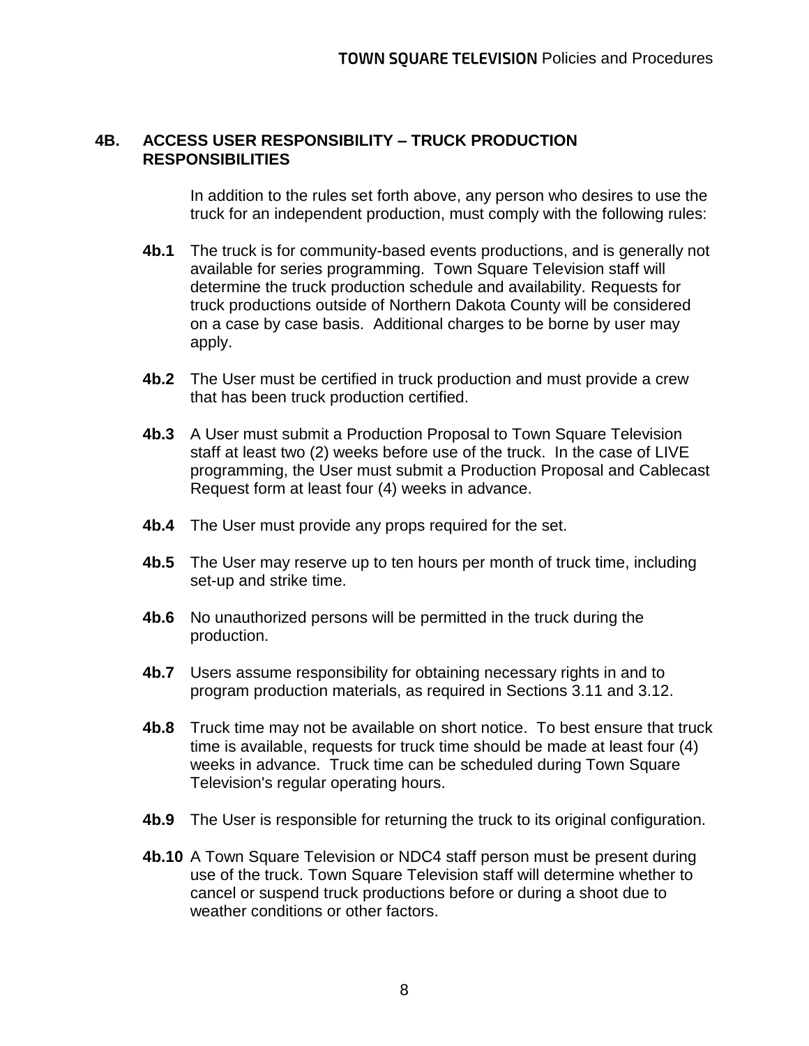## 4B. ACCESS USER RESPONSIBILITY – TRUCK PRODUCTION RESPONSIBILITIES

In addition to the rules set forth above, any person who desires to use the truck for an independent production, must comply with the following rules:

**4b.1** The truck is for community-based events productions, and is generally not available for series programming. Town Square Television staff will determine the truck production schedule and availability. Requests for truck productions outside of Northern Dakota County will be considered on a case by case basis. Additional charges to be borne by user may apply.

**4b.2** The User must be certified in truck production and must provide a crew that has been truck production certified.

**4b.3** A User must submit a Production Proposal to Town Square Television staff at least two (2) weeks before use of the truck. In the case of LIVE programming, the User must submit a Production Proposal and Cablecast Request form at least four (4) weeks in advance.

**4b.4** The User must provide any props required for the set.

**4b.5** The User may reserve up to ten hours per month of truck time, including set-up and strike time.

**4b.6** No unauthorized persons will be permitted in the truck during the production.

**4b.7** Users assume responsibility for obtaining necessary rights in and to program production materials, as required in Sections 3.11 and 3.12.

**4b.8** Truck time may not be available on short notice. To best ensure that truck time is available, requests for truck time should be made at least four (4) weeks in advance. Truck time can be scheduled during Town Square Television's regular operating hours.

**4b.9** The User is responsible for returning the truck to its original configuration.

**4b.10** A Town Square Television or NDC4 staff person must be present during use of the truck. Town Square Television staff will determine whether to cancel or suspend truck productions before or during a shoot due to weather conditions or other factors.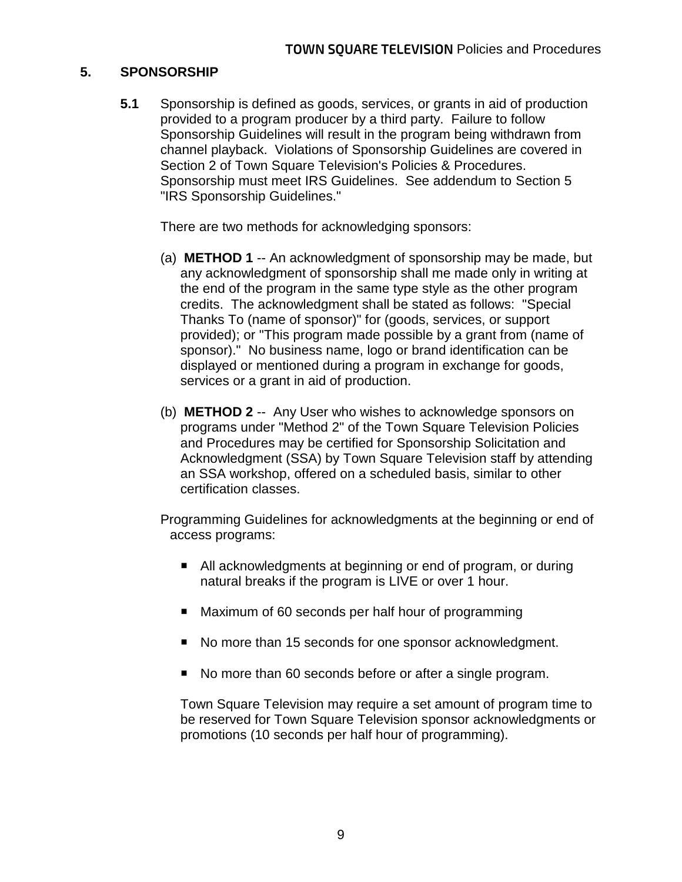## 5. SPONSORSHIP

**5.1** Sponsorship is defined as goods, services, or grants in aid of production provided to a program producer by a third party. Failure to follow Sponsorship Guidelines will result in the program being withdrawn from channel playback. Violations of Sponsorship Guidelines are covered in Section 2 of Town Square Television's Policies & Procedures. Sponsorship must meet IRS Guidelines. See addendum to Section 5 "IRS Sponsorship Guidelines."

There are two methods for acknowledging sponsors:

(a) **METHOD 1** -- An acknowledgment of sponsorship may be made, but any acknowledgment of sponsorship shall me made only in writing at the end of the program in the same type style as the other program credits. The acknowledgment shall be stated as follows: "Special Thanks To (name of sponsor)" for (goods, services, or support provided); or "This program made possible by a grant from (name of sponsor)." No business name, logo or brand identification can be displayed or mentioned during a program in exchange for goods, services or a grant in aid of production.

(b) **METHOD 2** -- Any User who wishes to acknowledge sponsors on programs under "Method 2" of the Town Square Television Policies and Procedures may be certified for Sponsorship Solicitation and Acknowledgment (SSA) by Town Square Television staff by attending an SSA workshop, offered on a scheduled basis, similar to other certification classes.

Programming Guidelines for acknowledgments at the beginning or end of access programs:

- All acknowledgments at beginning or end of program, or during natural breaks if the program is LIVE or over 1 hour.
- Maximum of 60 seconds per half hour of programming
- No more than 15 seconds for one sponsor acknowledgment.
- No more than 60 seconds before or after a single program.

Town Square Television may require a set amount of program time to be reserved for Town Square Television sponsor acknowledgments or promotions (10 seconds per half hour of programming).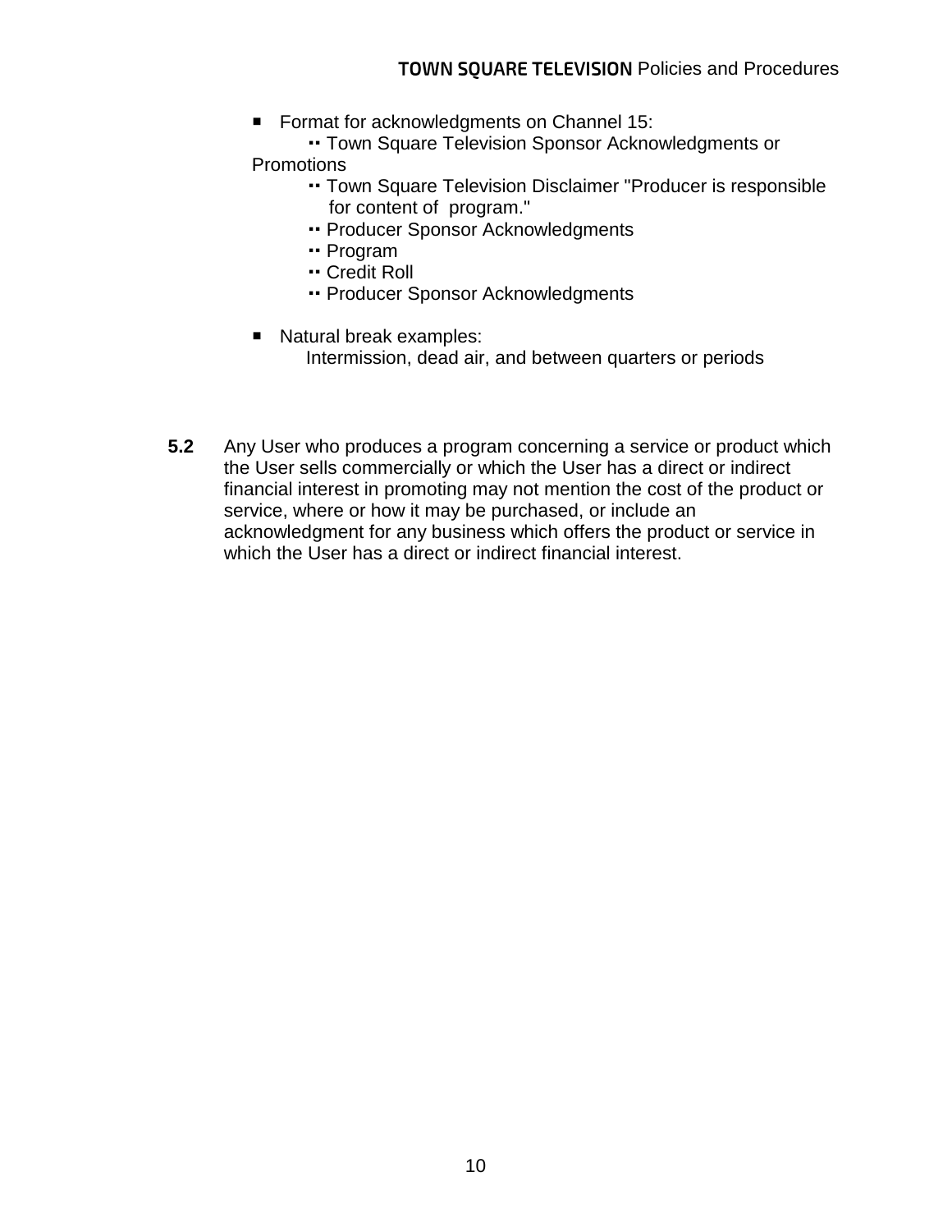- Format for acknowledgments on Channel 15:
  - Town Square Television Sponsor Acknowledgments or Promotions
  - Town Square Television Disclaimer "Producer is responsible for content of program."
  - Producer Sponsor Acknowledgments
  - Program
  - Credit Roll
  - Producer Sponsor Acknowledgments

- Natural break examples:
  Intermission, dead air, and between quarters or periods

**5.2** Any User who produces a program concerning a service or product which the User sells commercially or which the User has a direct or indirect financial interest in promoting may not mention the cost of the product or service, where or how it may be purchased, or include an acknowledgment for any business which offers the product or service in which the User has a direct or indirect financial interest.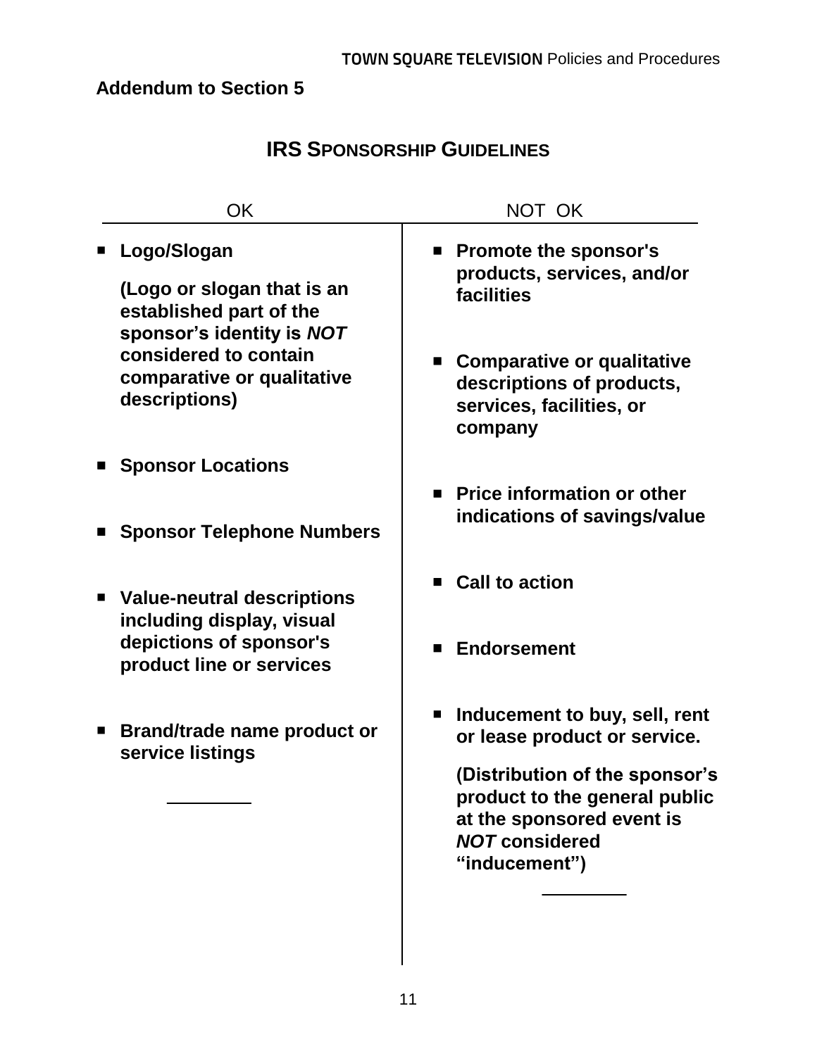**Addendum to Section 5**

## IRS SPONSORSHIP GUIDELINES

| OK | NOT OK |
|---|---|
| ■ **Logo/Slogan**<br><br>**(Logo or slogan that is an established part of the sponsor's identity is *NOT* considered to contain comparative or qualitative descriptions)** | ■ **Promote the sponsor's products, services, and/or facilities** |
| ■ **Sponsor Locations** | ■ **Comparative or qualitative descriptions of products, services, facilities, or company** |
| ■ **Sponsor Telephone Numbers** | ■ **Price information or other indications of savings/value** |
| ■ **Value-neutral descriptions including display, visual depictions of sponsor's product line or services** | ■ **Call to action** |
| ■ **Brand/trade name product or service listings** | ■ **Endorsement** |
| | ■ **Inducement to buy, sell, rent or lease product or service.**<br><br>**(Distribution of the sponsor's product to the general public at the sponsored event is *NOT* considered "inducement")** |